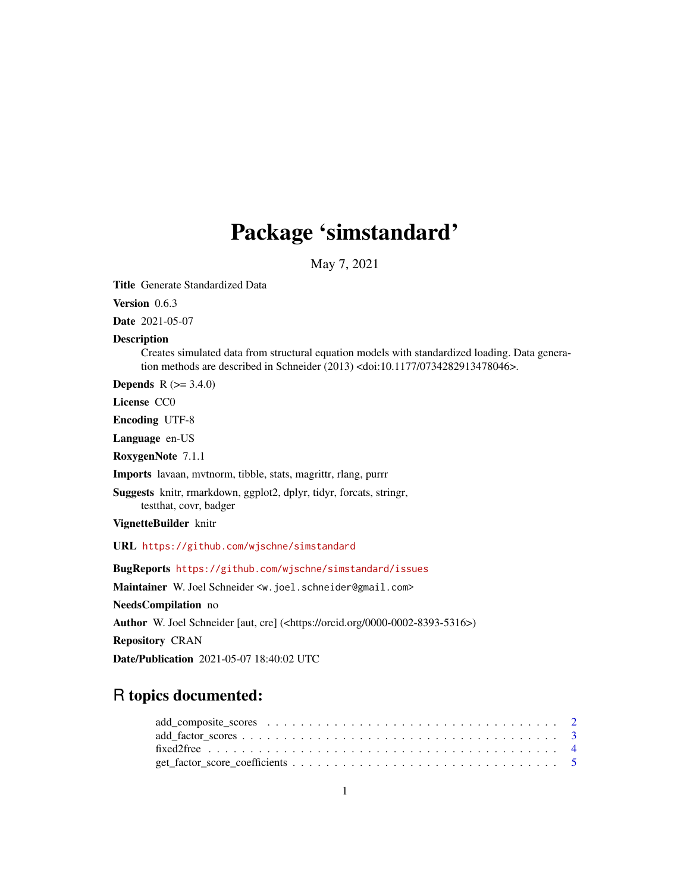# Package 'simstandard'

May 7, 2021

**Title** Generate Standardized Data

**Version** 0.6.3

**Date** 2021-05-07

**Description** Creates simulated data from structural equation models with standardized loading. Data generation methods are described in Schneider (2013) <doi:10.1177/0734282913478046>.

**Depends** R (>= 3.4.0)

**License** CC0

**Encoding** UTF-8

**Language** en-US

**RoxygenNote** 7.1.1

**Imports** lavaan, mvtnorm, tibble, stats, magrittr, rlang, purrr

**Suggests** knitr, rmarkdown, ggplot2, dplyr, tidyr, forcats, stringr, testthat, covr, badger

**VignetteBuilder** knitr

**URL** https://github.com/wjschne/simstandard

**BugReports** https://github.com/wjschne/simstandard/issues

**Maintainer** W. Joel Schneider <w.joel.schneider@gmail.com>

**NeedsCompilation** no

**Author** W. Joel Schneider [aut, cre] (<https://orcid.org/0000-0002-8393-5316>)

**Repository** CRAN

**Date/Publication** 2021-05-07 18:40:02 UTC

## R topics documented:

| | |
|---|---|
| add_composite_scores | 2 |
| add_factor_scores | 3 |
| fixed2free | 4 |
| get_factor_score_coefficients | 5 |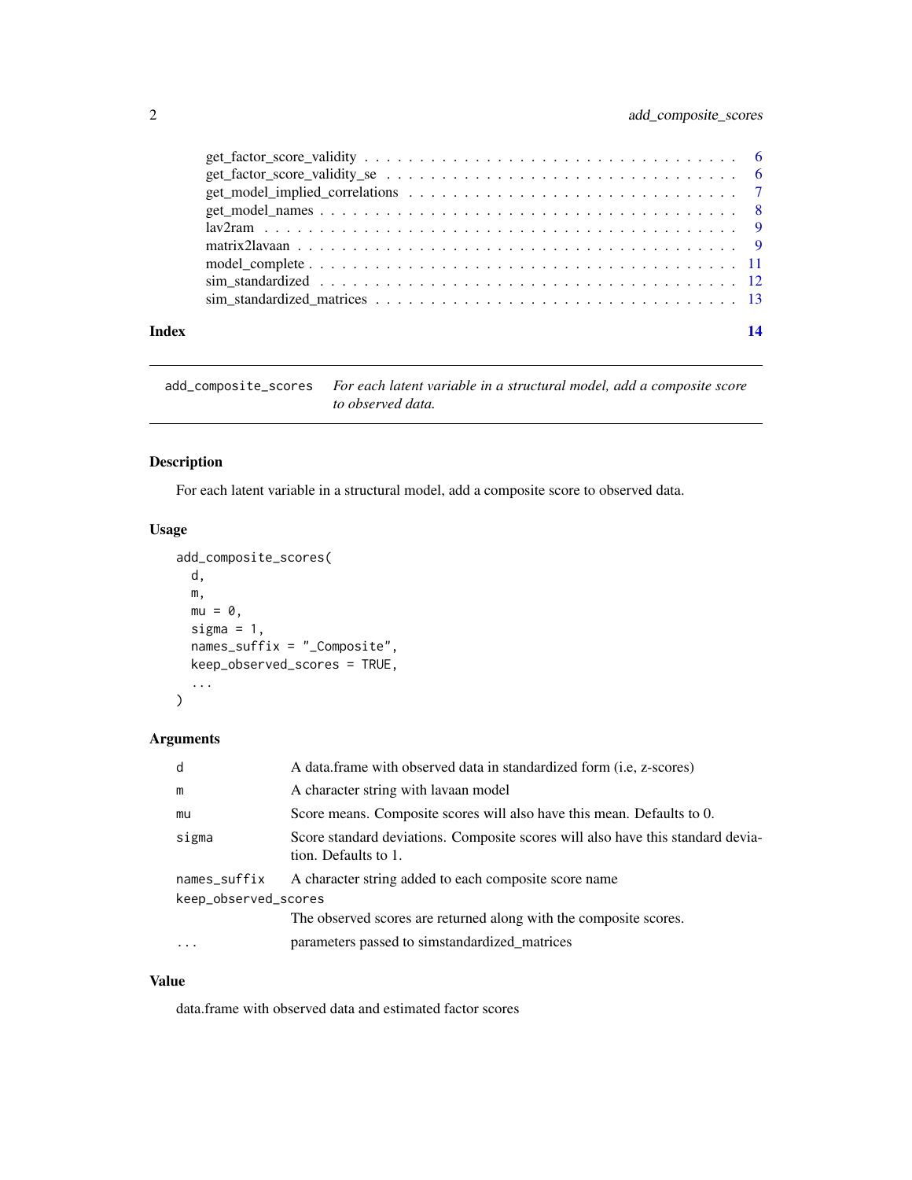get_factor_score_validity . . . . . . . . . . . . . . . . . . . . . . . . . . . . . . . . . 6
get_factor_score_validity_se . . . . . . . . . . . . . . . . . . . . . . . . . . . . . . . . 6
get_model_implied_correlations . . . . . . . . . . . . . . . . . . . . . . . . . . . . . . . 7
get_model_names . . . . . . . . . . . . . . . . . . . . . . . . . . . . . . . . . . . . . 8
lav2ram . . . . . . . . . . . . . . . . . . . . . . . . . . . . . . . . . . . . . . . . . 9
matrix2lavaan . . . . . . . . . . . . . . . . . . . . . . . . . . . . . . . . . . . . . . . 9
model_complete . . . . . . . . . . . . . . . . . . . . . . . . . . . . . . . . . . . . . . 11
sim_standardized . . . . . . . . . . . . . . . . . . . . . . . . . . . . . . . . . . . . . 12
sim_standardized_matrices . . . . . . . . . . . . . . . . . . . . . . . . . . . . . . . . . 13

**Index** **14**

---

`add_composite_scores` *For each latent variable in a structural model, add a composite score to observed data.*

---

### Description

For each latent variable in a structural model, add a composite score to observed data.

### Usage

```
add_composite_scores(
  d,
  m,
  mu = 0,
  sigma = 1,
  names_suffix = "_Composite",
  keep_observed_scores = TRUE,
  ...
)
```

### Arguments

| | |
|---|---|
| `d` | A data.frame with observed data in standardized form (i.e, z-scores) |
| `m` | A character string with lavaan model |
| `mu` | Score means. Composite scores will also have this mean. Defaults to 0. |
| `sigma` | Score standard deviations. Composite scores will also have this standard deviation. Defaults to 1. |
| `names_suffix` | A character string added to each composite score name |
| `keep_observed_scores` | The observed scores are returned along with the composite scores. |
| `...` | parameters passed to simstandardized_matrices |

### Value

data.frame with observed data and estimated factor scores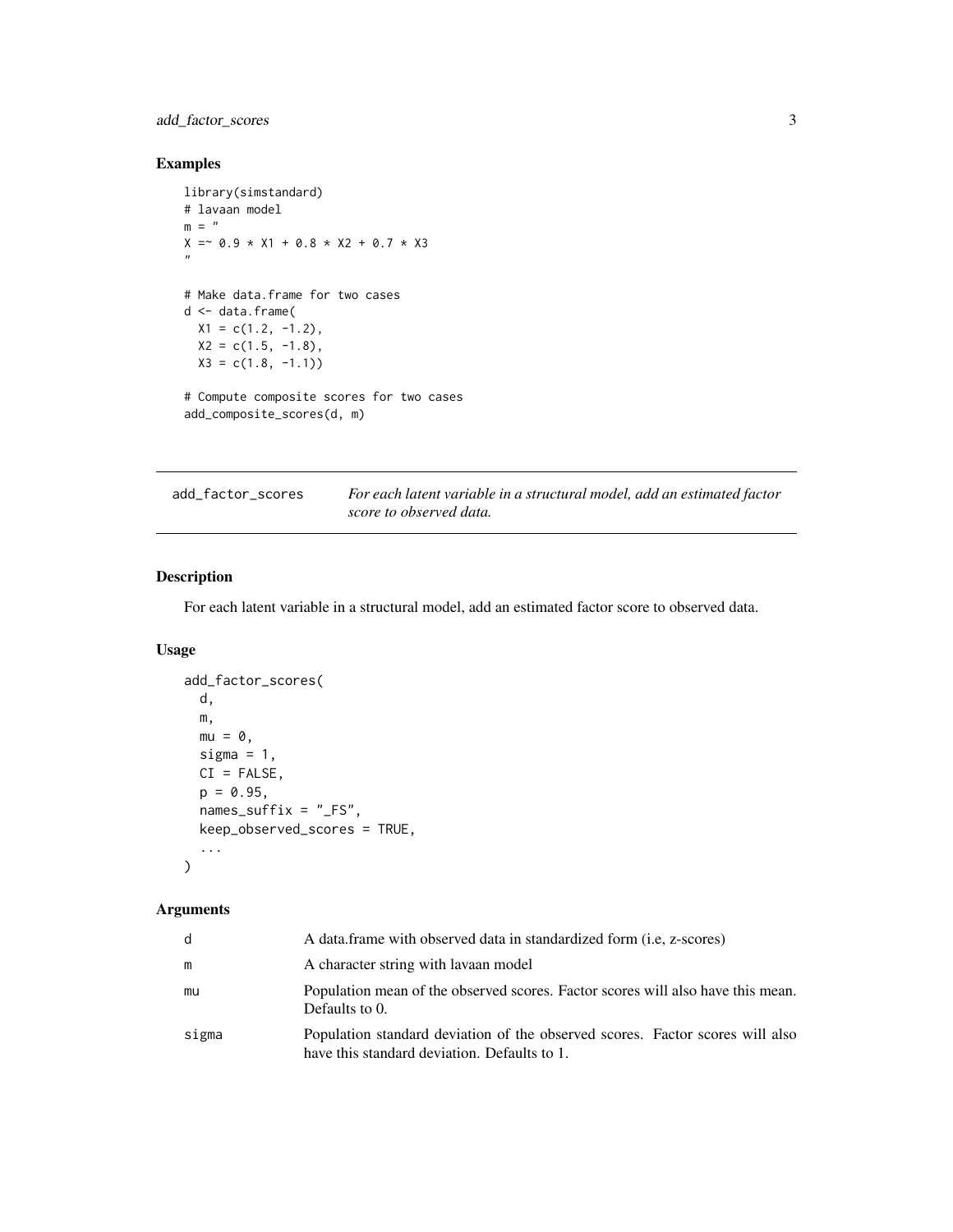## Examples

```
library(simstandard)
# lavaan model
m = "
X =~ 0.9 * X1 + 0.8 * X2 + 0.7 * X3
"

# Make data.frame for two cases
d <- data.frame(
  X1 = c(1.2, -1.2),
  X2 = c(1.5, -1.8),
  X3 = c(1.8, -1.1))

# Compute composite scores for two cases
add_composite_scores(d, m)
```

---

# add_factor_scores — *For each latent variable in a structural model, add an estimated factor score to observed data.*

---

## Description

For each latent variable in a structural model, add an estimated factor score to observed data.

## Usage

```
add_factor_scores(
  d,
  m,
  mu = 0,
  sigma = 1,
  CI = FALSE,
  p = 0.95,
  names_suffix = "_FS",
  keep_observed_scores = TRUE,
  ...
)
```

## Arguments

| | |
|---|---|
| d | A data.frame with observed data in standardized form (i.e, z-scores) |
| m | A character string with lavaan model |
| mu | Population mean of the observed scores. Factor scores will also have this mean. Defaults to 0. |
| sigma | Population standard deviation of the observed scores. Factor scores will also have this standard deviation. Defaults to 1. |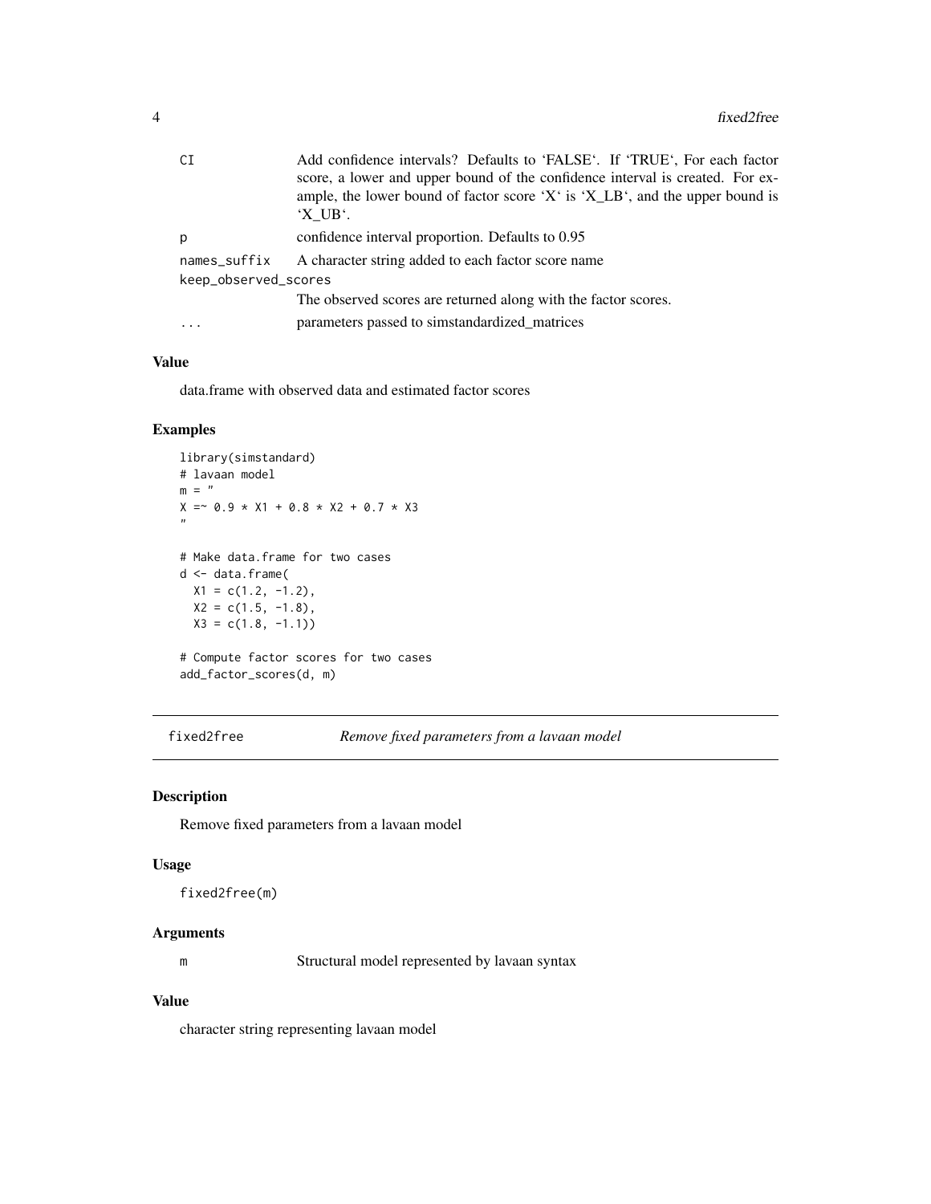| | |
|---|---|
| CI | Add confidence intervals? Defaults to 'FALSE'. If 'TRUE', For each factor score, a lower and upper bound of the confidence interval is created. For example, the lower bound of factor score 'X' is 'X_LB', and the upper bound is 'X_UB'. |
| p | confidence interval proportion. Defaults to 0.95 |
| names_suffix | A character string added to each factor score name |
| keep_observed_scores | The observed scores are returned along with the factor scores. |
| ... | parameters passed to simstandardized_matrices |

### Value

data.frame with observed data and estimated factor scores

### Examples

```
library(simstandard)
# lavaan model
m = "
X =~ 0.9 * X1 + 0.8 * X2 + 0.7 * X3
"

# Make data.frame for two cases
d <- data.frame(
  X1 = c(1.2, -1.2),
  X2 = c(1.5, -1.8),
  X3 = c(1.8, -1.1))

# Compute factor scores for two cases
add_factor_scores(d, m)
```

---

## fixed2free *Remove fixed parameters from a lavaan model*

### Description

Remove fixed parameters from a lavaan model

### Usage

```
fixed2free(m)
```

### Arguments

| | |
|---|---|
| m | Structural model represented by lavaan syntax |

### Value

character string representing lavaan model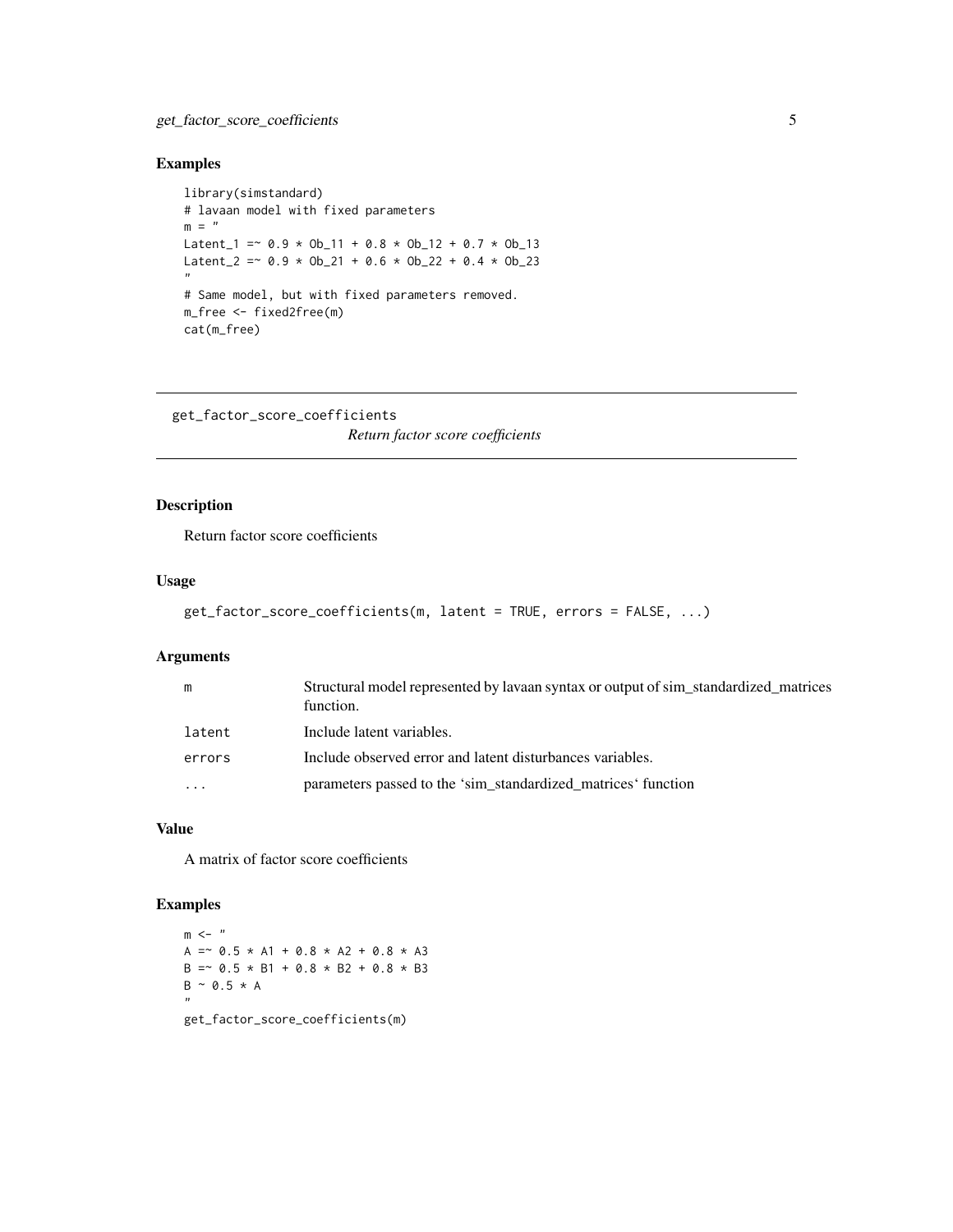### Examples

```
library(simstandard)
# lavaan model with fixed parameters
m = "
Latent_1 =~ 0.9 * Ob_11 + 0.8 * Ob_12 + 0.7 * Ob_13
Latent_2 =~ 0.9 * Ob_21 + 0.6 * Ob_22 + 0.4 * Ob_23
"
# Same model, but with fixed parameters removed.
m_free <- fixed2free(m)
cat(m_free)
```

---

## get_factor_score_coefficients

*Return factor score coefficients*

---

### Description

Return factor score coefficients

### Usage

```
get_factor_score_coefficients(m, latent = TRUE, errors = FALSE, ...)
```

### Arguments

| | |
|---|---|
| `m` | Structural model represented by lavaan syntax or output of sim_standardized_matrices function. |
| `latent` | Include latent variables. |
| `errors` | Include observed error and latent disturbances variables. |
| `...` | parameters passed to the 'sim_standardized_matrices' function |

### Value

A matrix of factor score coefficients

### Examples

```
m <- "
A =~ 0.5 * A1 + 0.8 * A2 + 0.8 * A3
B =~ 0.5 * B1 + 0.8 * B2 + 0.8 * B3
B ~ 0.5 * A
"
get_factor_score_coefficients(m)
```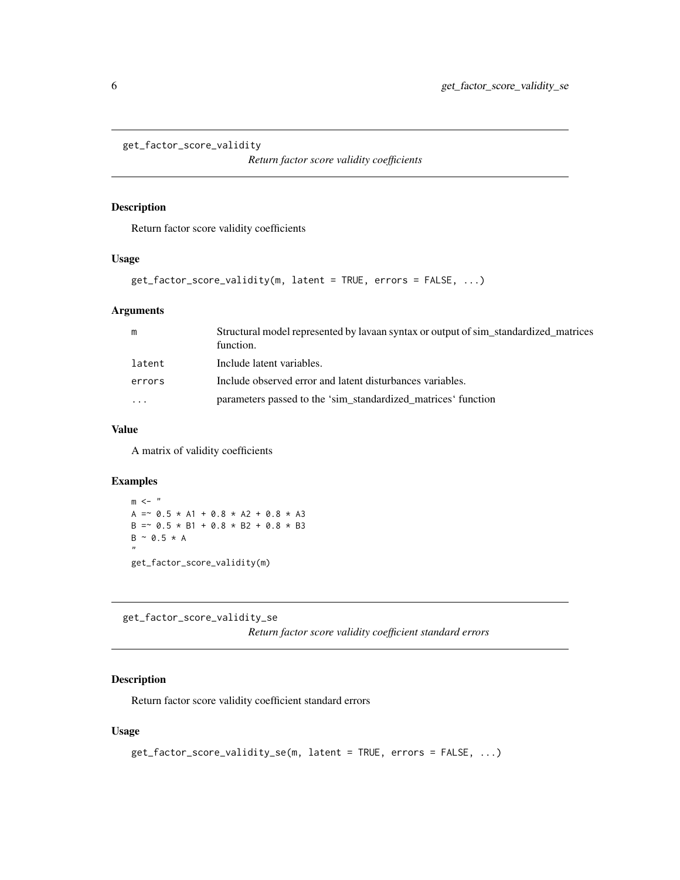## get_factor_score_validity

*Return factor score validity coefficients*

### Description

Return factor score validity coefficients

### Usage

```
get_factor_score_validity(m, latent = TRUE, errors = FALSE, ...)
```

### Arguments

| | |
|---|---|
| m | Structural model represented by lavaan syntax or output of sim_standardized_matrices function. |
| latent | Include latent variables. |
| errors | Include observed error and latent disturbances variables. |
| ... | parameters passed to the 'sim_standardized_matrices' function |

### Value

A matrix of validity coefficients

### Examples

```
m <- "
A =~ 0.5 * A1 + 0.8 * A2 + 0.8 * A3
B =~ 0.5 * B1 + 0.8 * B2 + 0.8 * B3
B ~ 0.5 * A
"
get_factor_score_validity(m)
```

## get_factor_score_validity_se

*Return factor score validity coefficient standard errors*

### Description

Return factor score validity coefficient standard errors

### Usage

```
get_factor_score_validity_se(m, latent = TRUE, errors = FALSE, ...)
```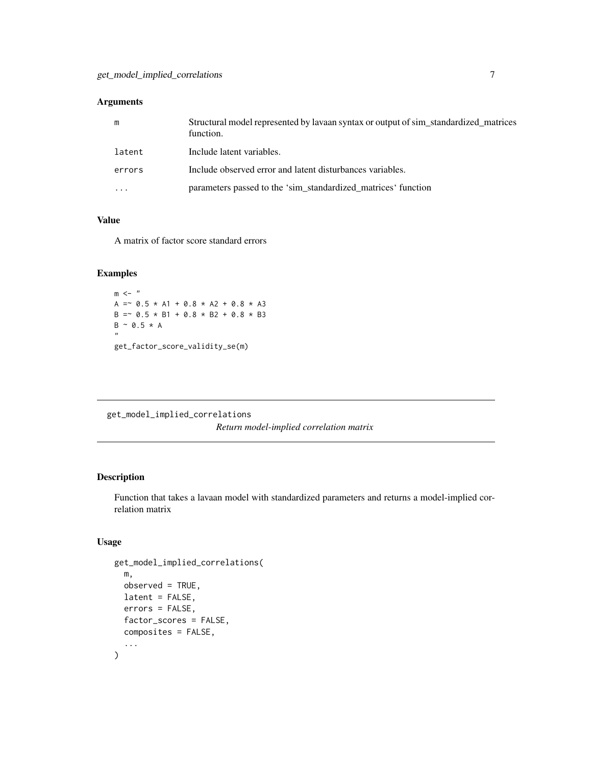### Arguments

| | |
|---|---|
| m | Structural model represented by lavaan syntax or output of sim_standardized_matrices function. |
| latent | Include latent variables. |
| errors | Include observed error and latent disturbances variables. |
| ... | parameters passed to the 'sim_standardized_matrices' function |

### Value

A matrix of factor score standard errors

### Examples

```
m <- "
A =~ 0.5 * A1 + 0.8 * A2 + 0.8 * A3
B =~ 0.5 * B1 + 0.8 * B2 + 0.8 * B3
B ~ 0.5 * A
"
get_factor_score_validity_se(m)
```

---

## get_model_implied_correlations

*Return model-implied correlation matrix*

---

### Description

Function that takes a lavaan model with standardized parameters and returns a model-implied correlation matrix

### Usage

```
get_model_implied_correlations(
  m,
  observed = TRUE,
  latent = FALSE,
  errors = FALSE,
  factor_scores = FALSE,
  composites = FALSE,
  ...
)
```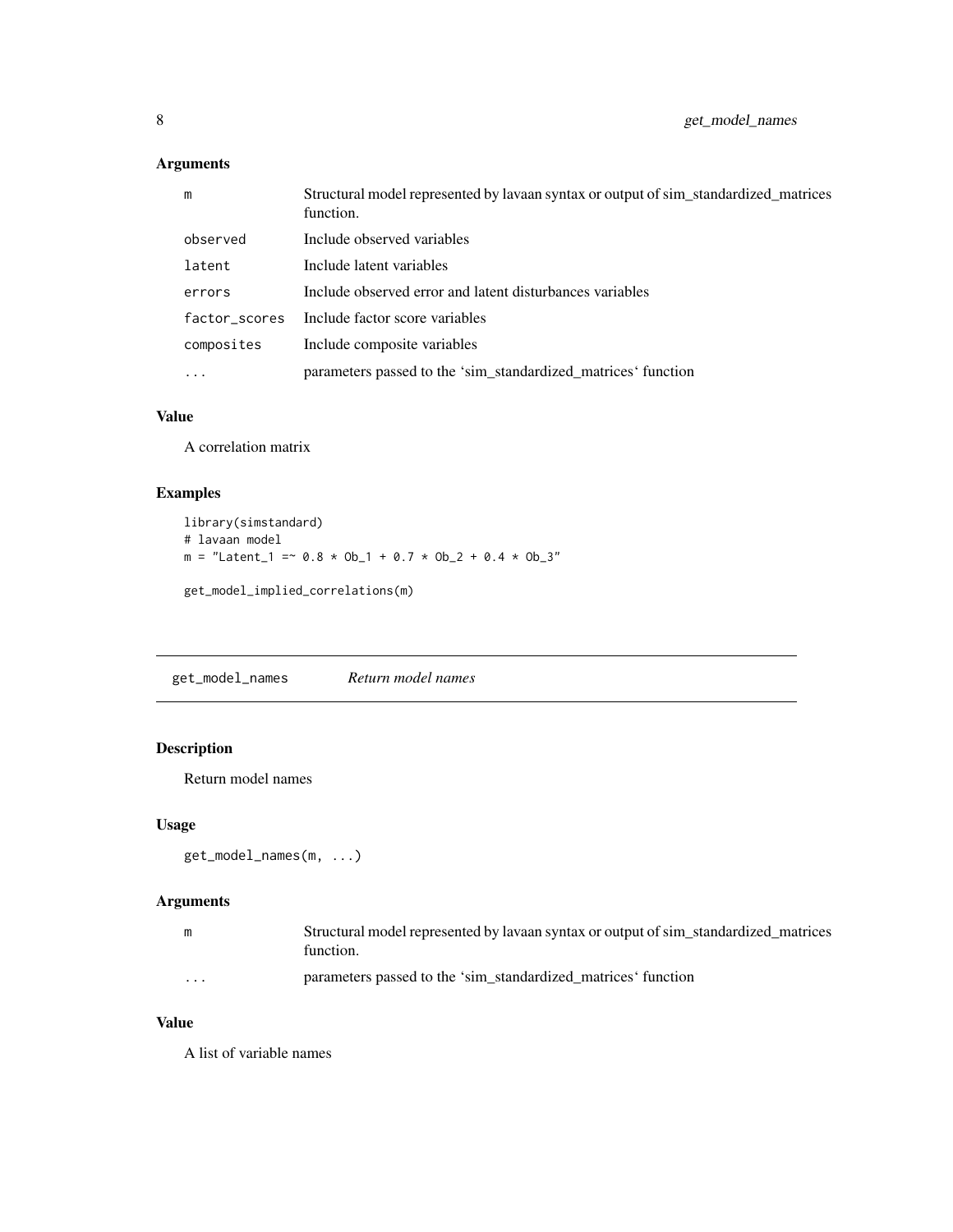## Arguments

| | |
|---|---|
| m | Structural model represented by lavaan syntax or output of sim_standardized_matrices function. |
| observed | Include observed variables |
| latent | Include latent variables |
| errors | Include observed error and latent disturbances variables |
| factor_scores | Include factor score variables |
| composites | Include composite variables |
| ... | parameters passed to the 'sim_standardized_matrices' function |

## Value

A correlation matrix

## Examples

```
library(simstandard)
# lavaan model
m = "Latent_1 =~ 0.8 * Ob_1 + 0.7 * Ob_2 + 0.4 * Ob_3"

get_model_implied_correlations(m)
```

---

# get_model_names *Return model names*

## Description

Return model names

## Usage

```
get_model_names(m, ...)
```

## Arguments

| | |
|---|---|
| m | Structural model represented by lavaan syntax or output of sim_standardized_matrices function. |
| ... | parameters passed to the 'sim_standardized_matrices' function |

## Value

A list of variable names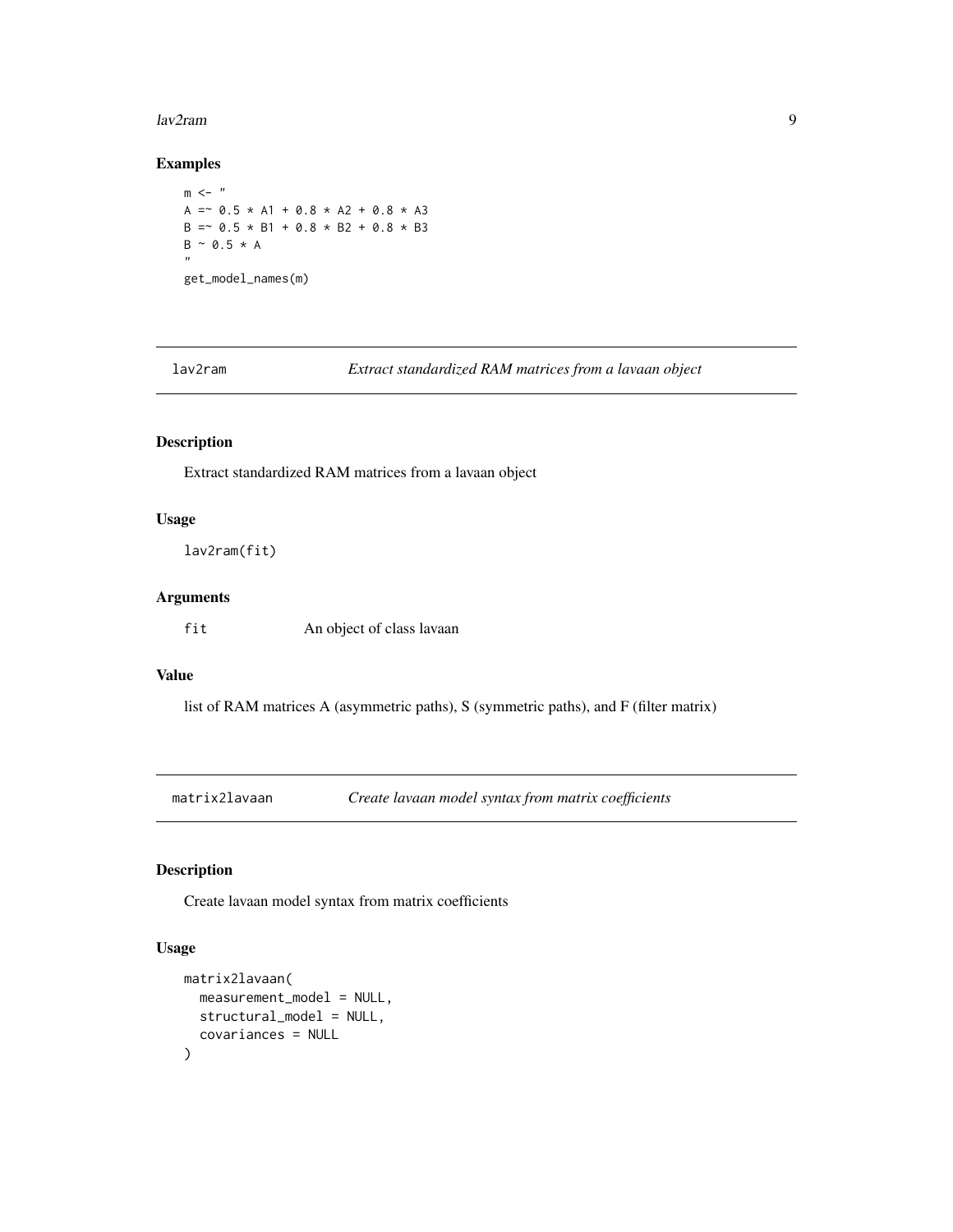## Examples

```
m <- "
A =~ 0.5 * A1 + 0.8 * A2 + 0.8 * A3
B =~ 0.5 * B1 + 0.8 * B2 + 0.8 * B3
B ~ 0.5 * A
"
get_model_names(m)
```

---

# lav2ram    *Extract standardized RAM matrices from a lavaan object*

---

## Description

Extract standardized RAM matrices from a lavaan object

## Usage

```
lav2ram(fit)
```

## Arguments

| | |
|---|---|
| `fit` | An object of class lavaan |

## Value

list of RAM matrices A (asymmetric paths), S (symmetric paths), and F (filter matrix)

---

# matrix2lavaan    *Create lavaan model syntax from matrix coefficients*

---

## Description

Create lavaan model syntax from matrix coefficients

## Usage

```
matrix2lavaan(
  measurement_model = NULL,
  structural_model = NULL,
  covariances = NULL
)
```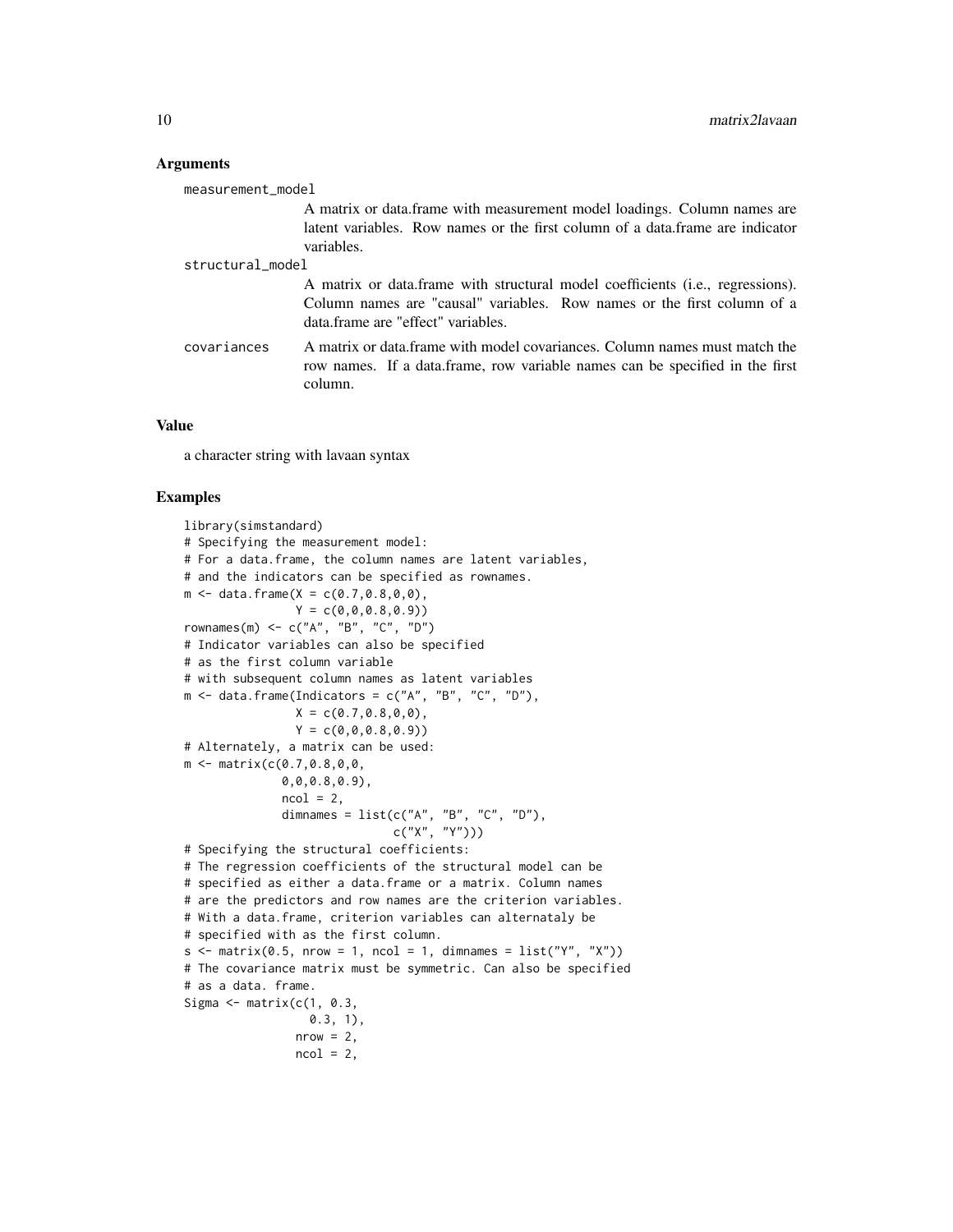### Arguments

**measurement_model**
A matrix or data.frame with measurement model loadings. Column names are latent variables. Row names or the first column of a data.frame are indicator variables.

**structural_model**
A matrix or data.frame with structural model coefficients (i.e., regressions). Column names are "causal" variables. Row names or the first column of a data.frame are "effect" variables.

**covariances**
A matrix or data.frame with model covariances. Column names must match the row names. If a data.frame, row variable names can be specified in the first column.

### Value

a character string with lavaan syntax

### Examples

```
library(simstandard)
# Specifying the measurement model:
# For a data.frame, the column names are latent variables,
# and the indicators can be specified as rownames.
m <- data.frame(X = c(0.7,0.8,0,0),
                Y = c(0,0,0.8,0.9))
rownames(m) <- c("A", "B", "C", "D")
# Indicator variables can also be specified
# as the first column variable
# with subsequent column names as latent variables
m <- data.frame(Indicators = c("A", "B", "C", "D"),
                X = c(0.7,0.8,0,0),
                Y = c(0,0,0.8,0.9))
# Alternately, a matrix can be used:
m <- matrix(c(0.7,0.8,0,0,
              0,0,0.8,0.9),
              ncol = 2,
              dimnames = list(c("A", "B", "C", "D"),
                              c("X", "Y")))
# Specifying the structural coefficients:
# The regression coefficients of the structural model can be
# specified as either a data.frame or a matrix. Column names
# are the predictors and row names are the criterion variables.
# With a data.frame, criterion variables can alternataly be
# specified with as the first column.
s <- matrix(0.5, nrow = 1, ncol = 1, dimnames = list("Y", "X"))
# The covariance matrix must be symmetric. Can also be specified
# as a data. frame.
Sigma <- matrix(c(1, 0.3,
                  0.3, 1),
                nrow = 2,
                ncol = 2,
```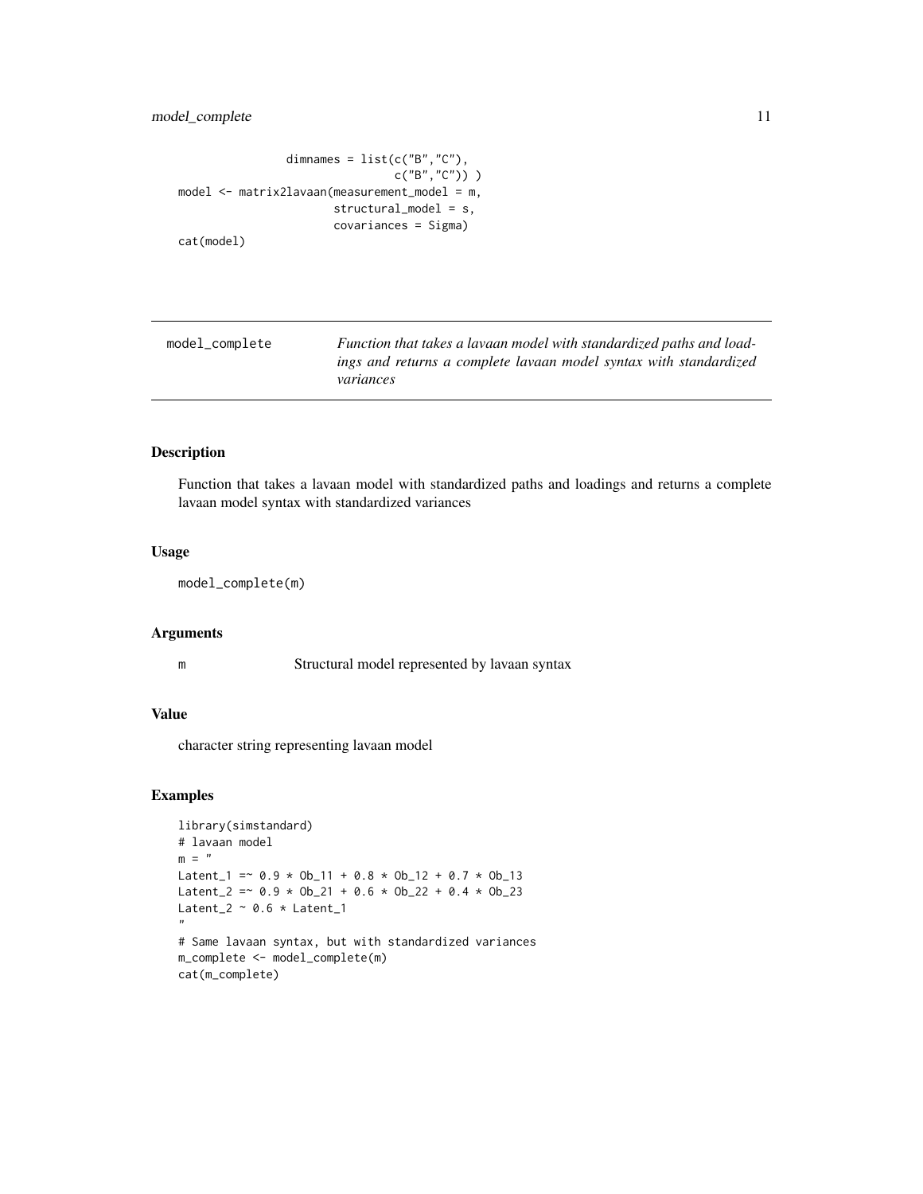```
                dimnames = list(c("B","C"),
                                c("B","C")) )
model <- matrix2lavaan(measurement_model = m,
                       structural_model = s,
                       covariances = Sigma)
cat(model)
```

---

## model_complete

*Function that takes a lavaan model with standardized paths and loadings and returns a complete lavaan model syntax with standardized variances*

---

### Description

Function that takes a lavaan model with standardized paths and loadings and returns a complete lavaan model syntax with standardized variances

### Usage

```
model_complete(m)
```

### Arguments

| | |
|---|---|
| m | Structural model represented by lavaan syntax |

### Value

character string representing lavaan model

### Examples

```
library(simstandard)
# lavaan model
m = "
Latent_1 =~ 0.9 * Ob_11 + 0.8 * Ob_12 + 0.7 * Ob_13
Latent_2 =~ 0.9 * Ob_21 + 0.6 * Ob_22 + 0.4 * Ob_23
Latent_2 ~ 0.6 * Latent_1
"
# Same lavaan syntax, but with standardized variances
m_complete <- model_complete(m)
cat(m_complete)
```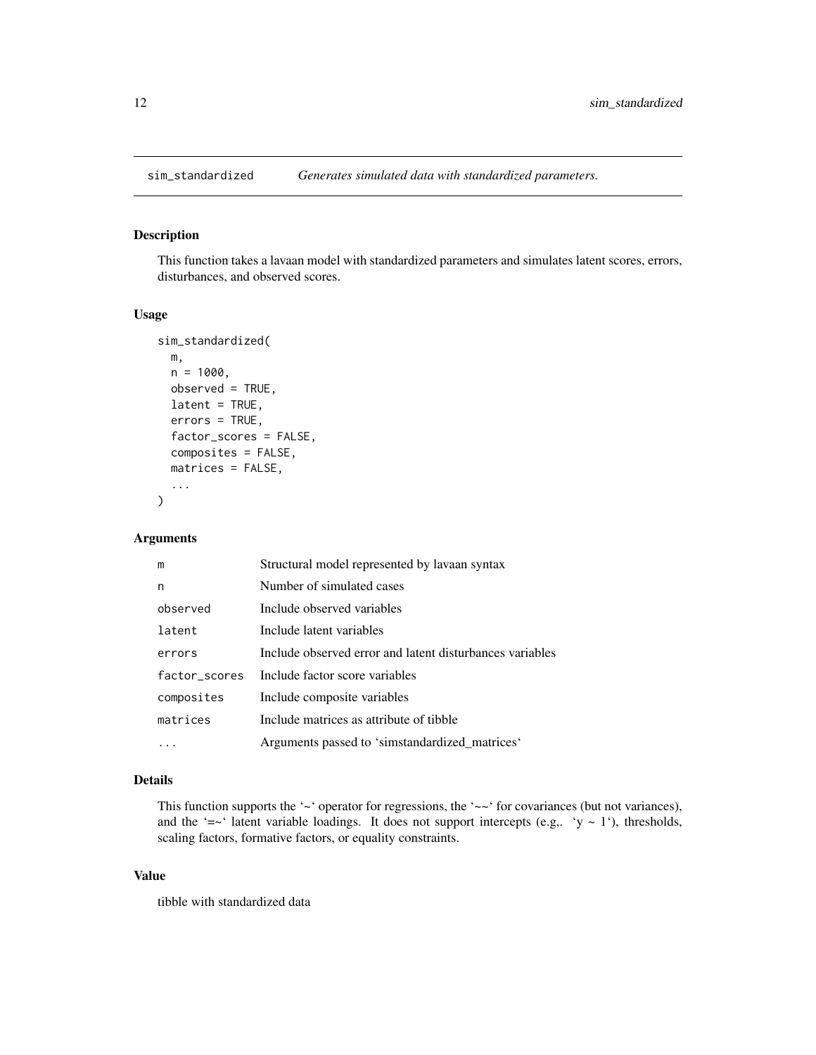# sim_standardized *Generates simulated data with standardized parameters.*

## Description

This function takes a lavaan model with standardized parameters and simulates latent scores, errors, disturbances, and observed scores.

## Usage

```
sim_standardized(
  m,
  n = 1000,
  observed = TRUE,
  latent = TRUE,
  errors = TRUE,
  factor_scores = FALSE,
  composites = FALSE,
  matrices = FALSE,
  ...
)
```

## Arguments

| | |
|---|---|
| m | Structural model represented by lavaan syntax |
| n | Number of simulated cases |
| observed | Include observed variables |
| latent | Include latent variables |
| errors | Include observed error and latent disturbances variables |
| factor_scores | Include factor score variables |
| composites | Include composite variables |
| matrices | Include matrices as attribute of tibble |
| ... | Arguments passed to 'simstandardized_matrices' |

## Details

This function supports the '~' operator for regressions, the '~~' for covariances (but not variances), and the '=~' latent variable loadings. It does not support intercepts (e.g,. 'y ~ 1'), thresholds, scaling factors, formative factors, or equality constraints.

## Value

tibble with standardized data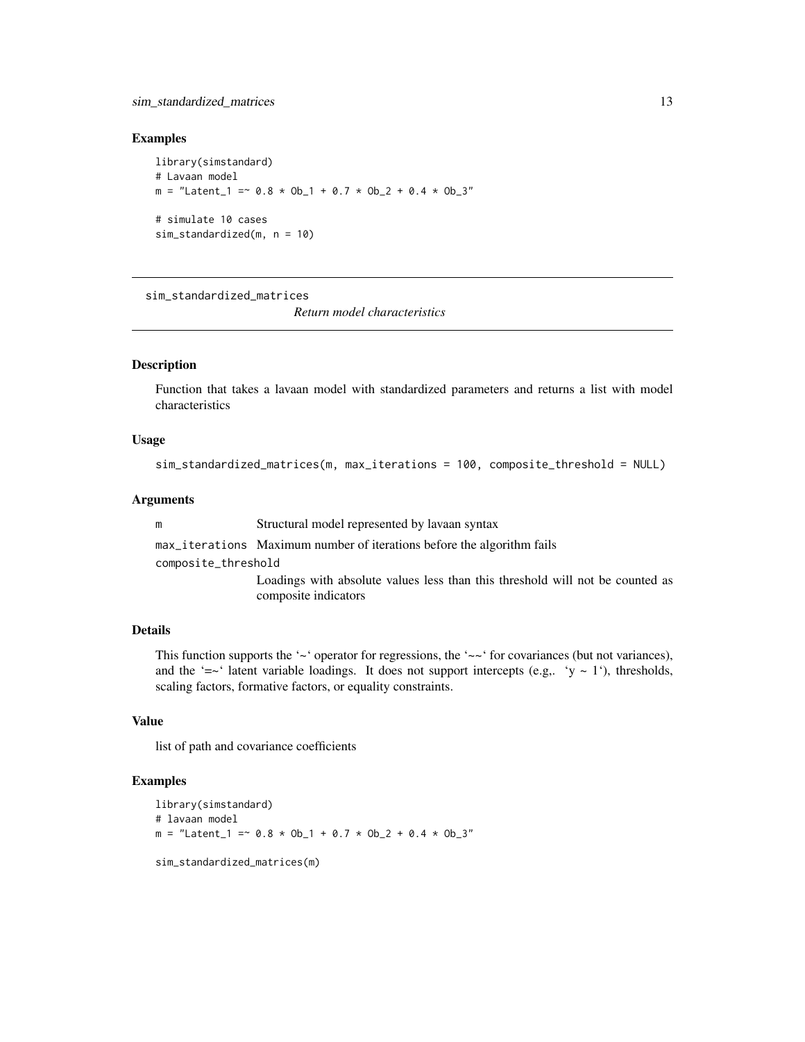### Examples

```
library(simstandard)
# Lavaan model
m = "Latent_1 =~ 0.8 * Ob_1 + 0.7 * Ob_2 + 0.4 * Ob_3"

# simulate 10 cases
sim_standardized(m, n = 10)
```

---

## sim_standardized_matrices

*Return model characteristics*

---

### Description

Function that takes a lavaan model with standardized parameters and returns a list with model characteristics

### Usage

```
sim_standardized_matrices(m, max_iterations = 100, composite_threshold = NULL)
```

### Arguments

| | |
|---|---|
| m | Structural model represented by lavaan syntax |
| max_iterations | Maximum number of iterations before the algorithm fails |
| composite_threshold | Loadings with absolute values less than this threshold will not be counted as composite indicators |

### Details

This function supports the '~' operator for regressions, the '~~' for covariances (but not variances), and the '=~' latent variable loadings. It does not support intercepts (e.g,. 'y ~ 1'), thresholds, scaling factors, formative factors, or equality constraints.

### Value

list of path and covariance coefficients

### Examples

```
library(simstandard)
# lavaan model
m = "Latent_1 =~ 0.8 * Ob_1 + 0.7 * Ob_2 + 0.4 * Ob_3"

sim_standardized_matrices(m)
```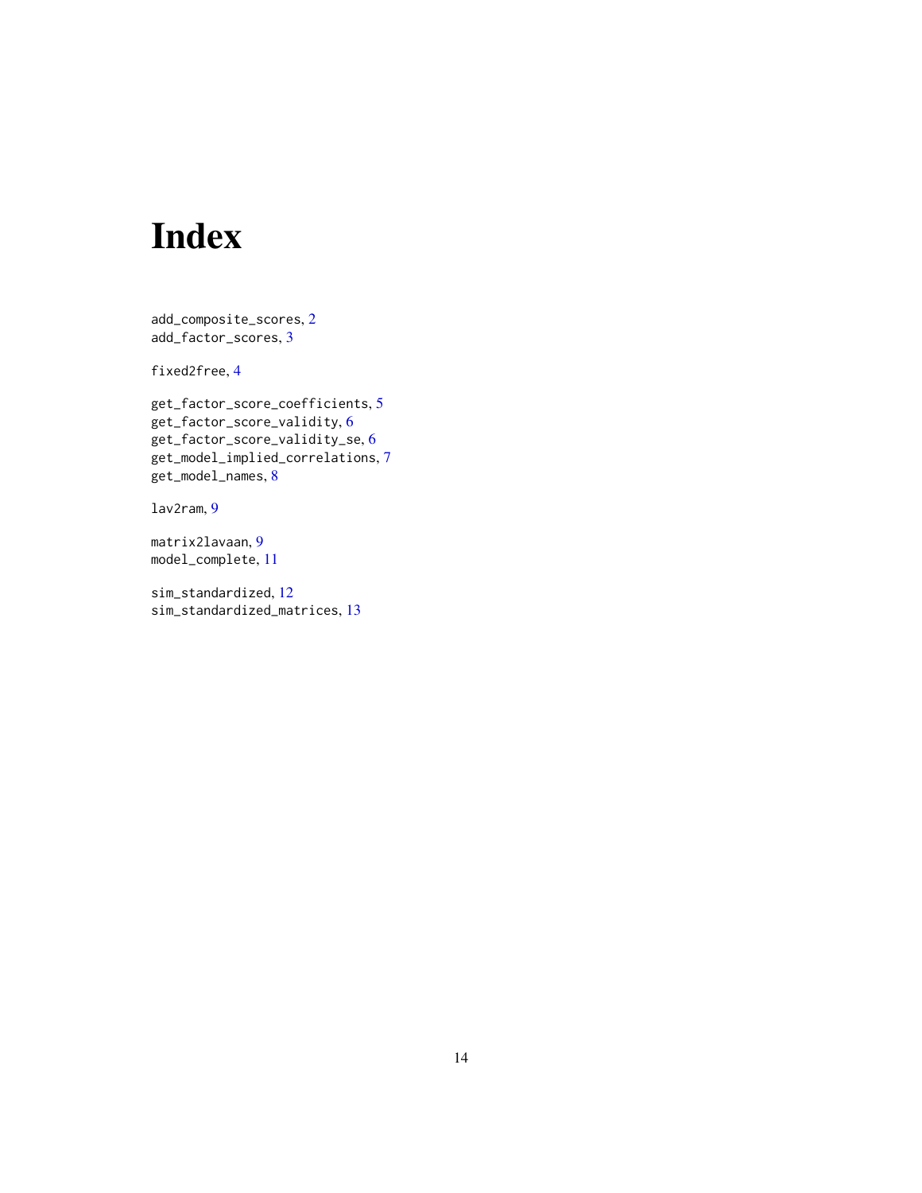# Index

add_composite_scores, 2
add_factor_scores, 3

fixed2free, 4

get_factor_score_coefficients, 5
get_factor_score_validity, 6
get_factor_score_validity_se, 6
get_model_implied_correlations, 7
get_model_names, 8

lav2ram, 9

matrix2lavaan, 9
model_complete, 11

sim_standardized, 12
sim_standardized_matrices, 13